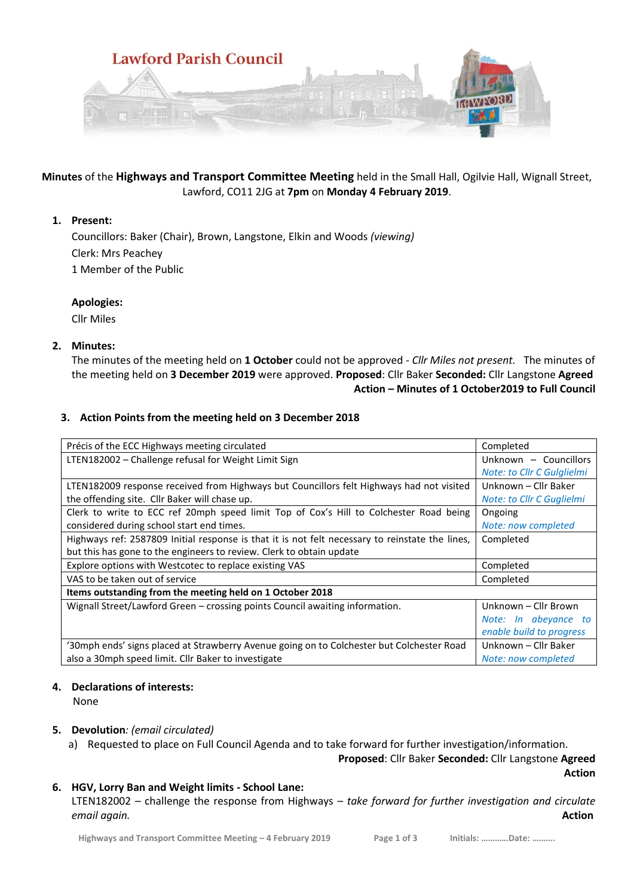# Lawford Parish Council

**Minutes** of the **Highways and Transport Committee Meeting** held in the Small Hall, Ogilvie Hall, Wignall Street, Lawford, CO11 2JG at **7pm** on **Monday 4 February 2019**.

1. **Present:**

   Councillors: Baker (Chair), Brown, Langstone, Elkin and Woods *(viewing)*
   Clerk: Mrs Peachey
   1 Member of the Public

   **Apologies:**
   Cllr Miles

2. **Minutes:**

   The minutes of the meeting held on **1 October** could not be approved - *Cllr Miles not present.* The minutes of the meeting held on **3 December 2019** were approved. **Proposed**: Cllr Baker **Seconded:** Cllr Langstone **Agreed**

   **Action – Minutes of 1 October2019 to Full Council**

3. **Action Points from the meeting held on 3 December 2018**

| | |
|---|---|
| Précis of the ECC Highways meeting circulated | Completed |
| LTEN182002 – Challenge refusal for Weight Limit Sign | Unknown – Councillors *Note: to Cllr C Gulglielmi* |
| LTEN182009 response received from Highways but Councillors felt Highways had not visited the offending site. Cllr Baker will chase up. | Unknown – Cllr Baker *Note: to Cllr C Guglielmi* |
| Clerk to write to ECC ref 20mph speed limit Top of Cox's Hill to Colchester Road being considered during school start end times. | Ongoing *Note: now completed* |
| Highways ref: 2587809 Initial response is that it is not felt necessary to reinstate the lines, but this has gone to the engineers to review. Clerk to obtain update | Completed |
| Explore options with Westcotec to replace existing VAS | Completed |
| VAS to be taken out of service | Completed |
| **Items outstanding from the meeting held on 1 October 2018** | |
| Wignall Street/Lawford Green – crossing points Council awaiting information. | Unknown – Cllr Brown *Note: In abeyance to enable build to progress* |
| '30mph ends' signs placed at Strawberry Avenue going on to Colchester but Colchester Road also a 30mph speed limit. Cllr Baker to investigate | Unknown – Cllr Baker *Note: now completed* |

4. **Declarations of interests:**

   None

5. **Devolution***: (email circulated)*

   a) Requested to place on Full Council Agenda and to take forward for further investigation/information.

   **Proposed**: Cllr Baker **Seconded:** Cllr Langstone **Agreed**
   **Action**

6. **HGV, Lorry Ban and Weight limits - School Lane:**

   LTEN182002 – challenge the response from Highways – *take forward for further investigation and circulate email again.*
   **Action**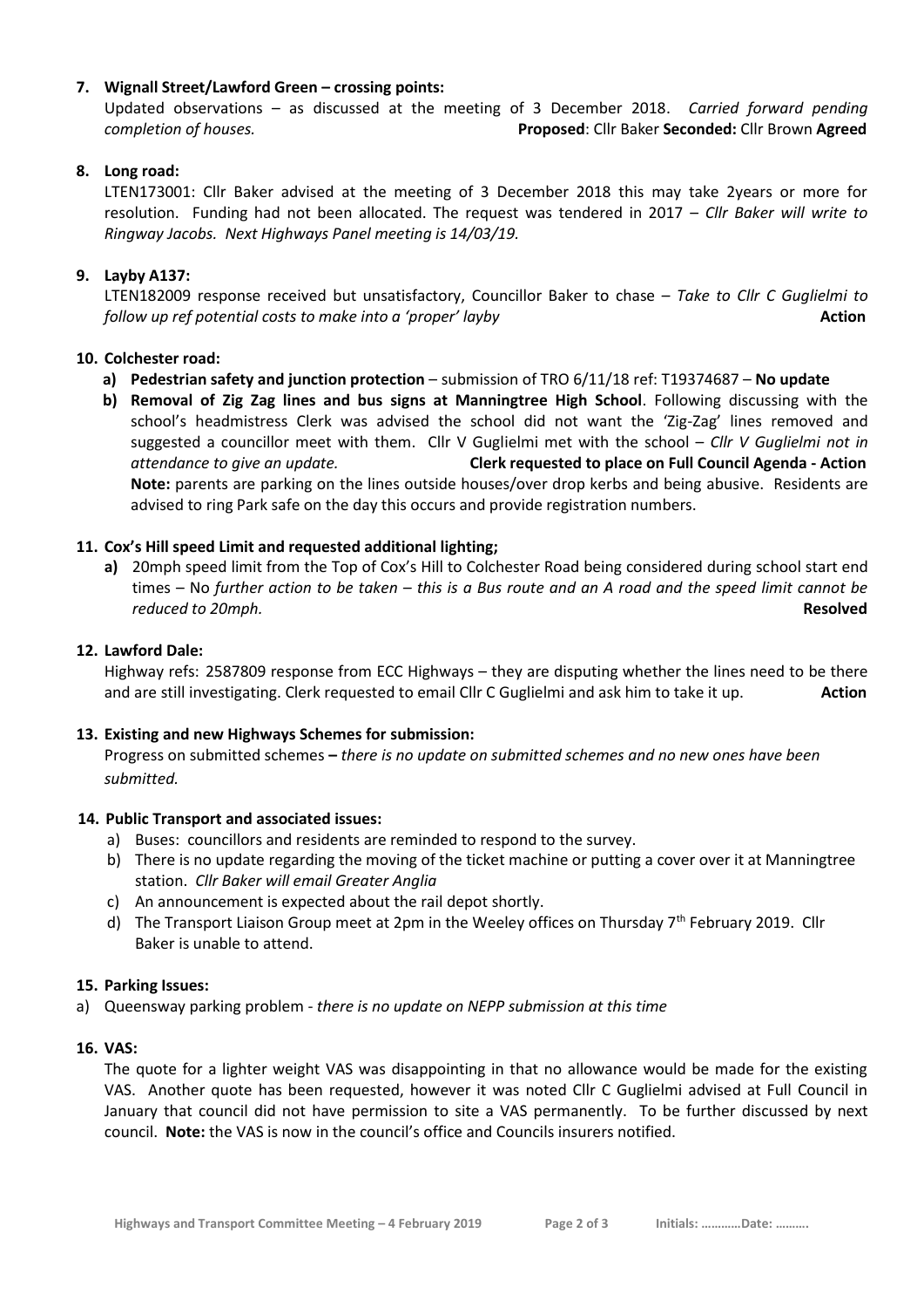**7. Wignall Street/Lawford Green – crossing points:**

Updated observations – as discussed at the meeting of 3 December 2018. *Carried forward pending completion of houses.* **Proposed**: Cllr Baker **Seconded:** Cllr Brown **Agreed**

**8. Long road:**

LTEN173001: Cllr Baker advised at the meeting of 3 December 2018 this may take 2years or more for resolution. Funding had not been allocated. The request was tendered in 2017 – *Cllr Baker will write to Ringway Jacobs. Next Highways Panel meeting is 14/03/19.*

**9. Layby A137:**

LTEN182009 response received but unsatisfactory, Councillor Baker to chase – *Take to Cllr C Guglielmi to follow up ref potential costs to make into a 'proper' layby* **Action**

**10. Colchester road:**

a) **Pedestrian safety and junction protection** – submission of TRO 6/11/18 ref: T19374687 – **No update**

b) **Removal of Zig Zag lines and bus signs at Manningtree High School**. Following discussing with the school's headmistress Clerk was advised the school did not want the 'Zig-Zag' lines removed and suggested a councillor meet with them. Cllr V Guglielmi met with the school – *Cllr V Guglielmi not in attendance to give an update.* **Clerk requested to place on Full Council Agenda - Action**

**Note:** parents are parking on the lines outside houses/over drop kerbs and being abusive. Residents are advised to ring Park safe on the day this occurs and provide registration numbers.

**11. Cox's Hill speed Limit and requested additional lighting;**

a) 20mph speed limit from the Top of Cox's Hill to Colchester Road being considered during school start end times – No *further action to be taken – this is a Bus route and an A road and the speed limit cannot be reduced to 20mph.* **Resolved**

**12. Lawford Dale:**

Highway refs: 2587809 response from ECC Highways – they are disputing whether the lines need to be there and are still investigating. Clerk requested to email Cllr C Guglielmi and ask him to take it up. **Action**

**13. Existing and new Highways Schemes for submission:**

Progress on submitted schemes **–** *there is no update on submitted schemes and no new ones have been submitted.*

**14. Public Transport and associated issues:**

a) Buses: councillors and residents are reminded to respond to the survey.
b) There is no update regarding the moving of the ticket machine or putting a cover over it at Manningtree station. *Cllr Baker will email Greater Anglia*
c) An announcement is expected about the rail depot shortly.
d) The Transport Liaison Group meet at 2pm in the Weeley offices on Thursday 7th February 2019. Cllr Baker is unable to attend.

**15. Parking Issues:**

a) Queensway parking problem - *there is no update on NEPP submission at this time*

**16. VAS:**

The quote for a lighter weight VAS was disappointing in that no allowance would be made for the existing VAS. Another quote has been requested, however it was noted Cllr C Guglielmi advised at Full Council in January that council did not have permission to site a VAS permanently. To be further discussed by next council. **Note:** the VAS is now in the council's office and Councils insurers notified.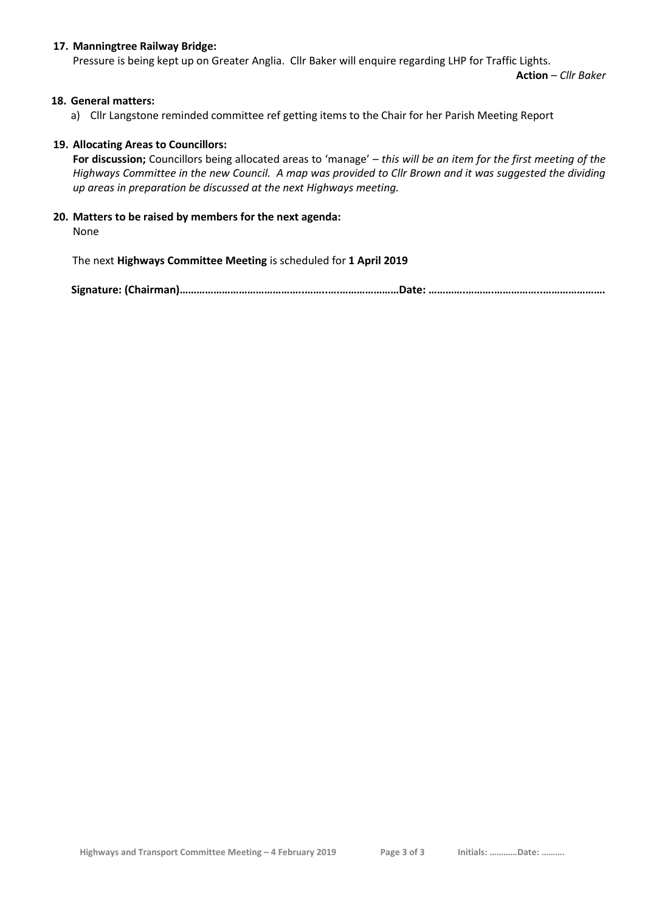**17. Manningtree Railway Bridge:**

Pressure is being kept up on Greater Anglia. Cllr Baker will enquire regarding LHP for Traffic Lights.

**Action** – *Cllr Baker*

**18. General matters:**

a) Cllr Langstone reminded committee ref getting items to the Chair for her Parish Meeting Report

**19. Allocating Areas to Councillors:**

**For discussion;** Councillors being allocated areas to 'manage' – *this will be an item for the first meeting of the Highways Committee in the new Council. A map was provided to Cllr Brown and it was suggested the dividing up areas in preparation be discussed at the next Highways meeting.*

**20. Matters to be raised by members for the next agenda:**

None

The next **Highways Committee Meeting** is scheduled for **1 April 2019**

**Signature: (Chairman)……………………………………..……..…………………Date: ………..………………………..…………………**